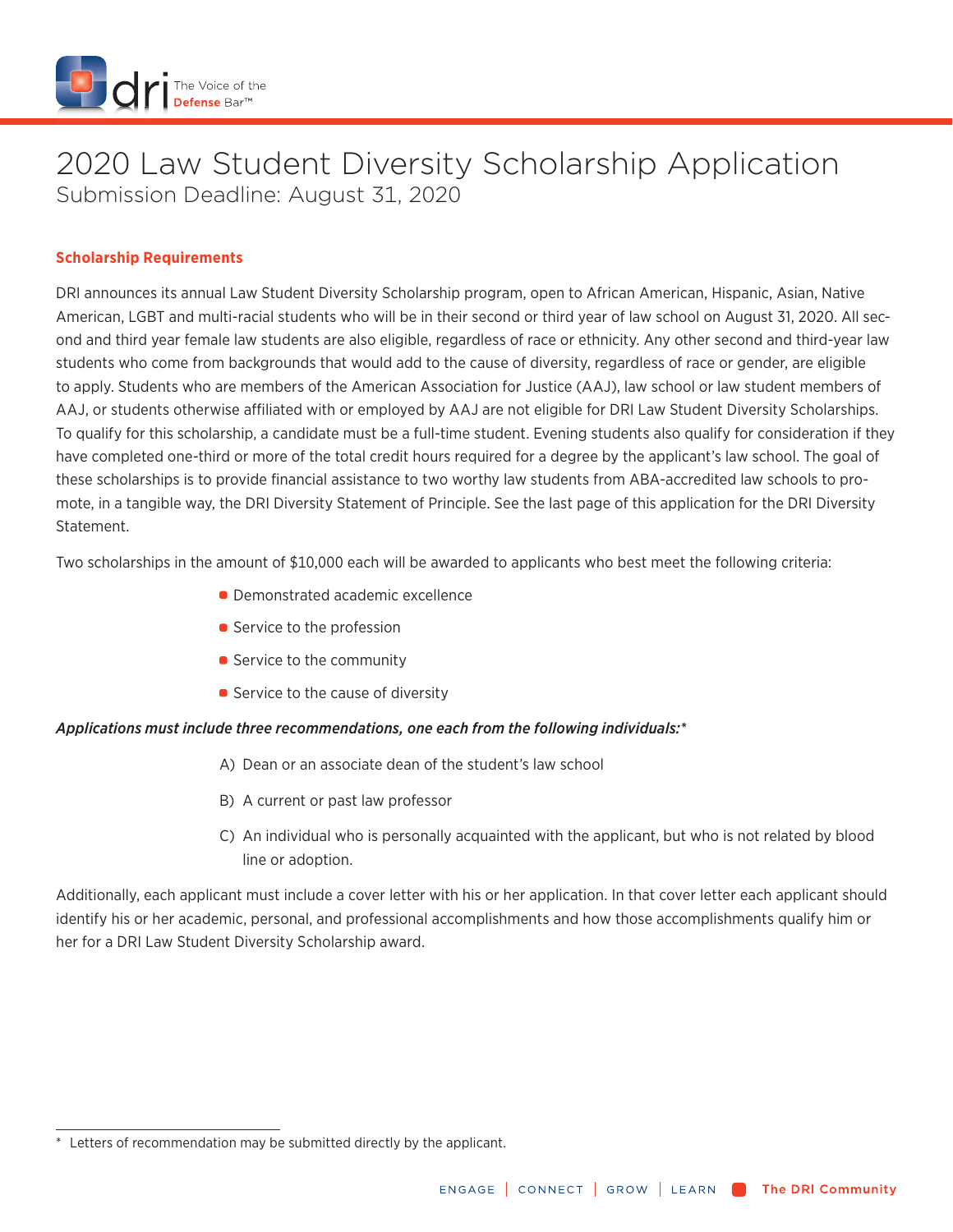# 2020 Law Student Diversity Scholarship Application

Submission Deadline: August 31, 2020

## Scholarship Requirements

DRI announces its annual Law Student Diversity Scholarship program, open to African American, Hispanic, Asian, Native American, LGBT and multi-racial students who will be in their second or third year of law school on August 31, 2020. All second and third year female law students are also eligible, regardless of race or ethnicity. Any other second and third-year law students who come from backgrounds that would add to the cause of diversity, regardless of race or gender, are eligible to apply. Students who are members of the American Association for Justice (AAJ), law school or law student members of AAJ, or students otherwise affiliated with or employed by AAJ are not eligible for DRI Law Student Diversity Scholarships. To qualify for this scholarship, a candidate must be a full-time student. Evening students also qualify for consideration if they have completed one-third or more of the total credit hours required for a degree by the applicant's law school. The goal of these scholarships is to provide financial assistance to two worthy law students from ABA-accredited law schools to promote, in a tangible way, the DRI Diversity Statement of Principle. See the last page of this application for the DRI Diversity Statement.

Two scholarships in the amount of $10,000 each will be awarded to applicants who best meet the following criteria:

- Demonstrated academic excellence
- Service to the profession
- Service to the community
- Service to the cause of diversity

***Applications must include three recommendations, one each from the following individuals:****

A) Dean or an associate dean of the student's law school

B) A current or past law professor

C) An individual who is personally acquainted with the applicant, but who is not related by blood line or adoption.

Additionally, each applicant must include a cover letter with his or her application. In that cover letter each applicant should identify his or her academic, personal, and professional accomplishments and how those accomplishments qualify him or her for a DRI Law Student Diversity Scholarship award.

---

* Letters of recommendation may be submitted directly by the applicant.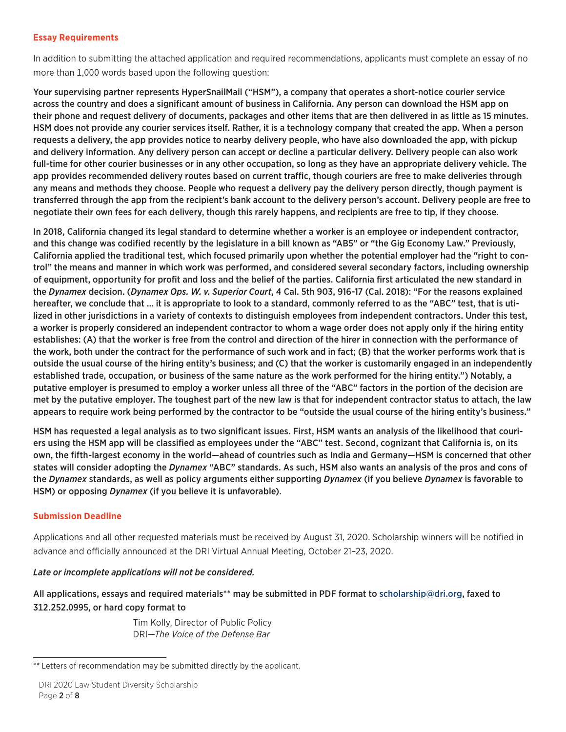### Essay Requirements

In addition to submitting the attached application and required recommendations, applicants must complete an essay of no more than 1,000 words based upon the following question:

**Your supervising partner represents HyperSnailMail ("HSM"), a company that operates a short-notice courier service across the country and does a significant amount of business in California. Any person can download the HSM app on their phone and request delivery of documents, packages and other items that are then delivered in as little as 15 minutes. HSM does not provide any courier services itself. Rather, it is a technology company that created the app. When a person requests a delivery, the app provides notice to nearby delivery people, who have also downloaded the app, with pickup and delivery information. Any delivery person can accept or decline a particular delivery. Delivery people can also work full-time for other courier businesses or in any other occupation, so long as they have an appropriate delivery vehicle. The app provides recommended delivery routes based on current traffic, though couriers are free to make deliveries through any means and methods they choose. People who request a delivery pay the delivery person directly, though payment is transferred through the app from the recipient's bank account to the delivery person's account. Delivery people are free to negotiate their own fees for each delivery, though this rarely happens, and recipients are free to tip, if they choose.**

**In 2018, California changed its legal standard to determine whether a worker is an employee or independent contractor, and this change was codified recently by the legislature in a bill known as "AB5" or "the Gig Economy Law." Previously, California applied the traditional test, which focused primarily upon whether the potential employer had the "right to control" the means and manner in which work was performed, and considered several secondary factors, including ownership of equipment, opportunity for profit and loss and the belief of the parties. California first articulated the new standard in the *Dynamex* decision. (*Dynamex Ops. W. v. Superior Court*, 4 Cal. 5th 903, 916-17 (Cal. 2018): "For the reasons explained hereafter, we conclude that … it is appropriate to look to a standard, commonly referred to as the "ABC" test, that is utilized in other jurisdictions in a variety of contexts to distinguish employees from independent contractors. Under this test, a worker is properly considered an independent contractor to whom a wage order does not apply only if the hiring entity establishes: (A) that the worker is free from the control and direction of the hirer in connection with the performance of the work, both under the contract for the performance of such work and in fact; (B) that the worker performs work that is outside the usual course of the hiring entity's business; and (C) that the worker is customarily engaged in an independently established trade, occupation, or business of the same nature as the work performed for the hiring entity.") Notably, a putative employer is presumed to employ a worker unless all three of the "ABC" factors in the portion of the decision are met by the putative employer. The toughest part of the new law is that for independent contractor status to attach, the law appears to require work being performed by the contractor to be "outside the usual course of the hiring entity's business."**

**HSM has requested a legal analysis as to two significant issues. First, HSM wants an analysis of the likelihood that couriers using the HSM app will be classified as employees under the "ABC" test. Second, cognizant that California is, on its own, the fifth-largest economy in the world—ahead of countries such as India and Germany—HSM is concerned that other states will consider adopting the *Dynamex* "ABC" standards. As such, HSM also wants an analysis of the pros and cons of the *Dynamex* standards, as well as policy arguments either supporting *Dynamex* (if you believe *Dynamex* is favorable to HSM) or opposing *Dynamex* (if you believe it is unfavorable).**

### Submission Deadline

Applications and all other requested materials must be received by August 31, 2020. Scholarship winners will be notified in advance and officially announced at the DRI Virtual Annual Meeting, October 21–23, 2020.

***Late or incomplete applications will not be considered.***

**All applications, essays and required materials\*\* may be submitted in PDF format to [scholarship@dri.org](mailto:scholarship@dri.org), faxed to 312.252.0995, or hard copy format to**

Tim Kolly, Director of Public Policy
DRI—*The Voice of the Defense Bar*

---

\*\* Letters of recommendation may be submitted directly by the applicant.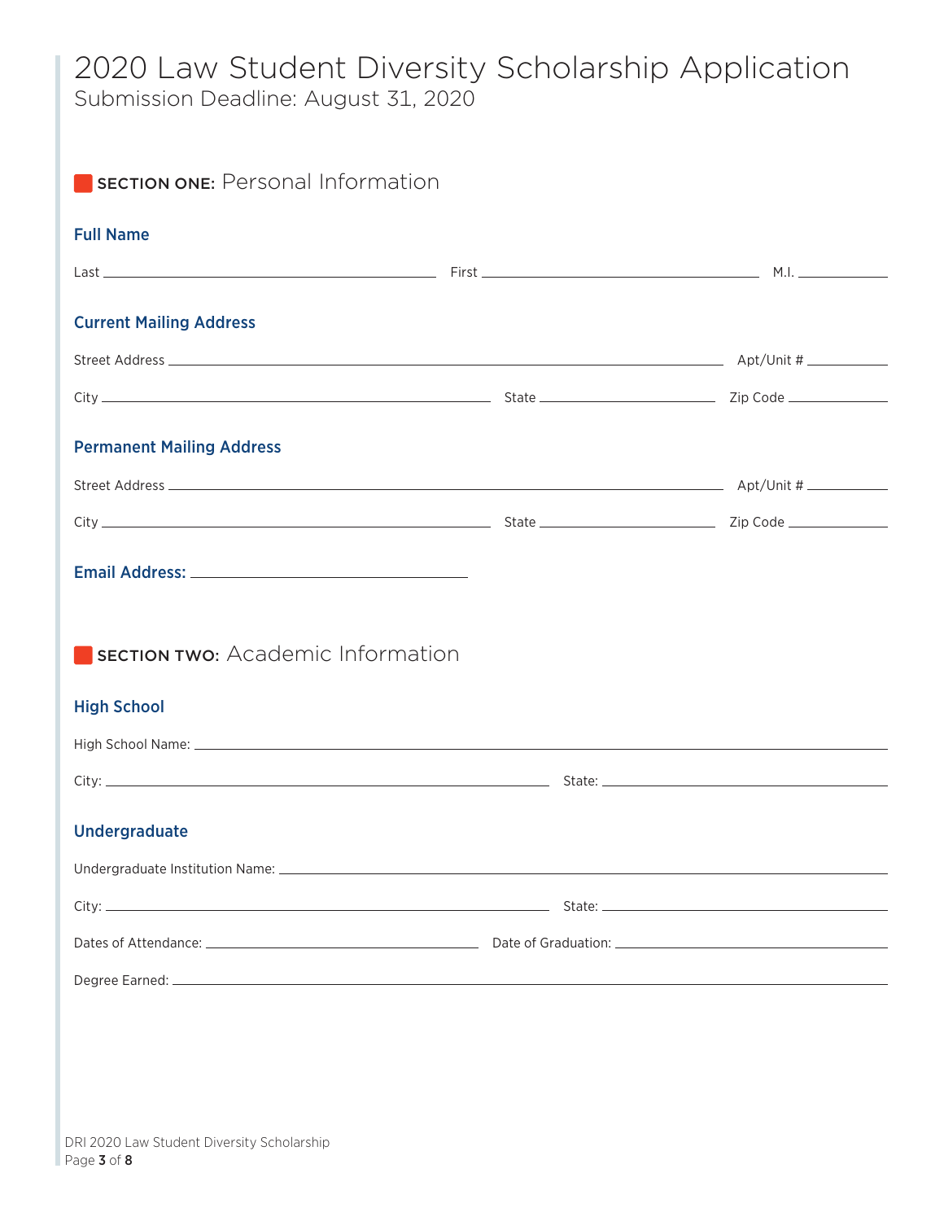# 2020 Law Student Diversity Scholarship Application

Submission Deadline: August 31, 2020

## SECTION ONE: Personal Information

### Full Name

Last ______________________ First ______________________ M.I. ________

### Current Mailing Address

Street Address ______________________________________ Apt/Unit # ________

City ______________________ State ______________ Zip Code ________

### Permanent Mailing Address

Street Address ______________________________________ Apt/Unit # ________

City ______________________ State ______________ Zip Code ________

**Email Address:** ______________________

## SECTION TWO: Academic Information

### High School

High School Name: ______________________________________

City: ______________________ State: ______________________

### Undergraduate

Undergraduate Institution Name: ______________________________________

City: ______________________ State: ______________________

Dates of Attendance: ______________________ Date of Graduation: ______________________

Degree Earned: ______________________________________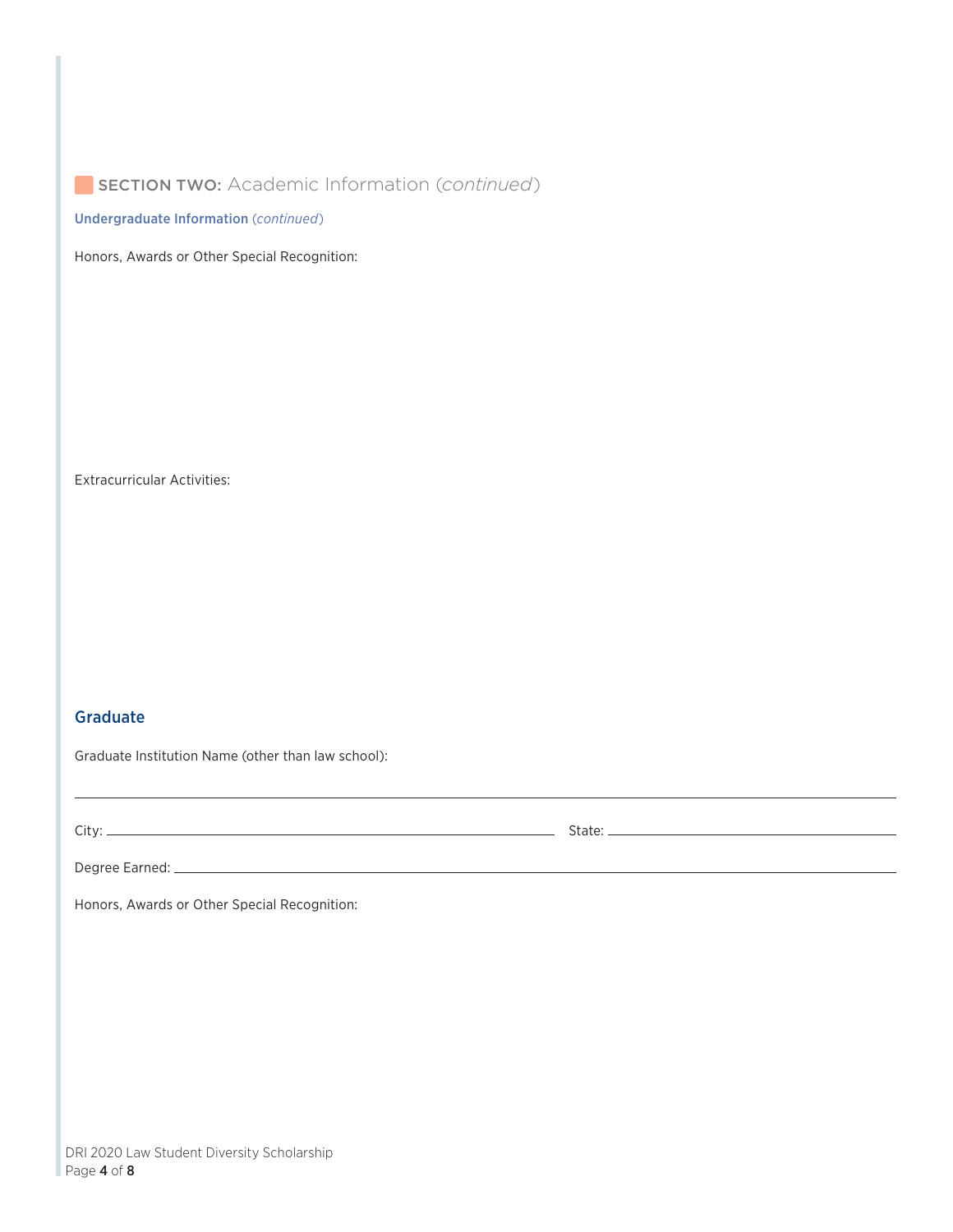## SECTION TWO: Academic Information (*continued*)

**Undergraduate Information** (*continued*)

Honors, Awards or Other Special Recognition:

Extracurricular Activities:

### Graduate

Graduate Institution Name (other than law school):

\_\_\_\_\_\_\_\_\_\_\_\_\_\_\_\_\_\_\_\_\_\_\_\_\_\_\_\_\_\_\_\_\_\_\_\_\_\_\_\_\_\_\_\_\_\_\_\_

City: \_\_\_\_\_\_\_\_\_\_\_\_\_\_\_\_\_\_\_\_\_\_\_\_\_\_\_\_\_\_ State: \_\_\_\_\_\_\_\_\_\_\_\_\_\_\_\_\_\_\_\_

Degree Earned: \_\_\_\_\_\_\_\_\_\_\_\_\_\_\_\_\_\_\_\_\_\_\_\_\_\_\_\_\_\_\_\_\_\_\_\_\_\_\_\_

Honors, Awards or Other Special Recognition: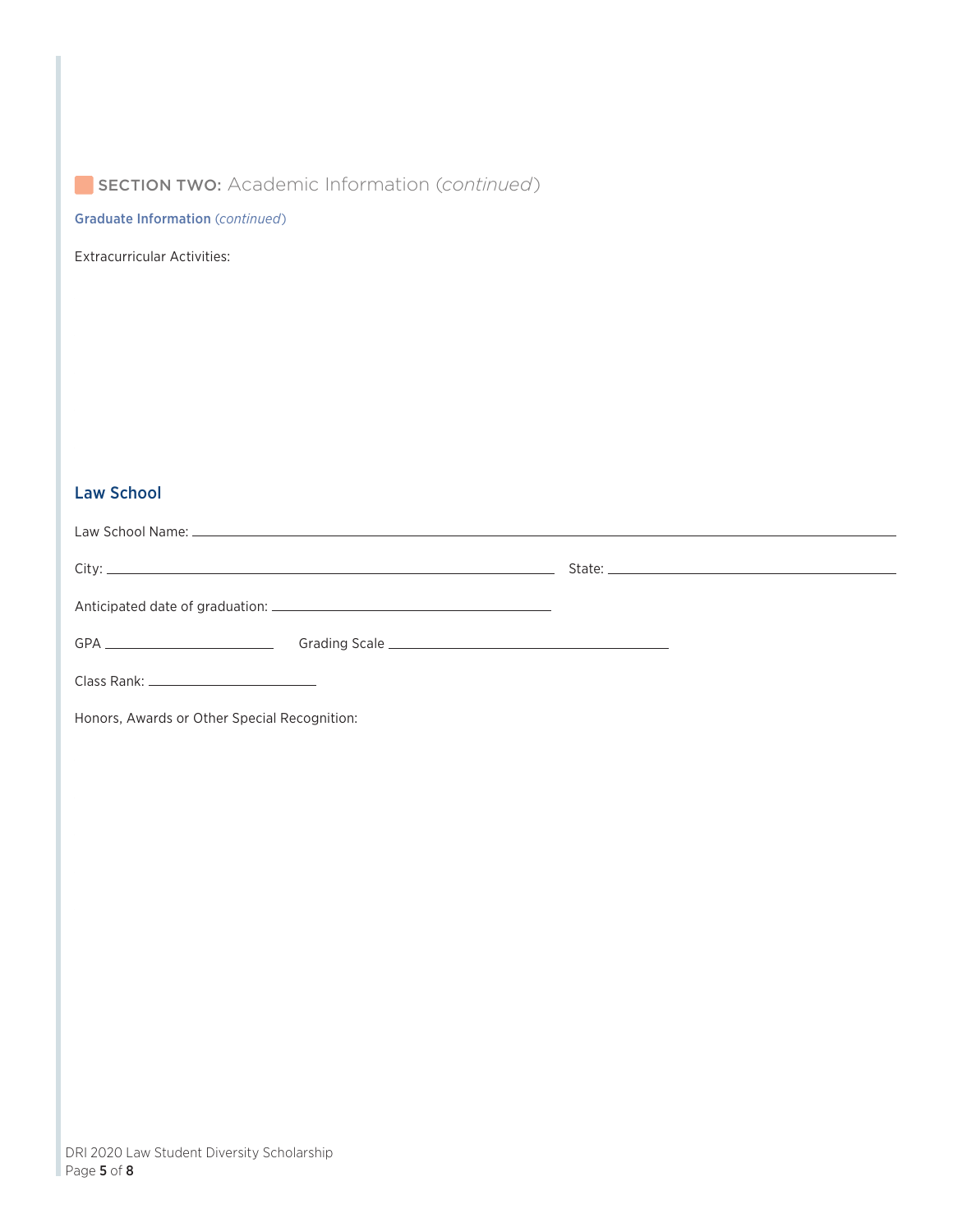## SECTION TWO: Academic Information (*continued*)

### Graduate Information (*continued*)

Extracurricular Activities:

### Law School

Law School Name: ______________________________

City: ______________________________ State: ______________________________

Anticipated date of graduation: ______________________________

GPA ______________ Grading Scale ______________________________

Class Rank: ______________

Honors, Awards or Other Special Recognition: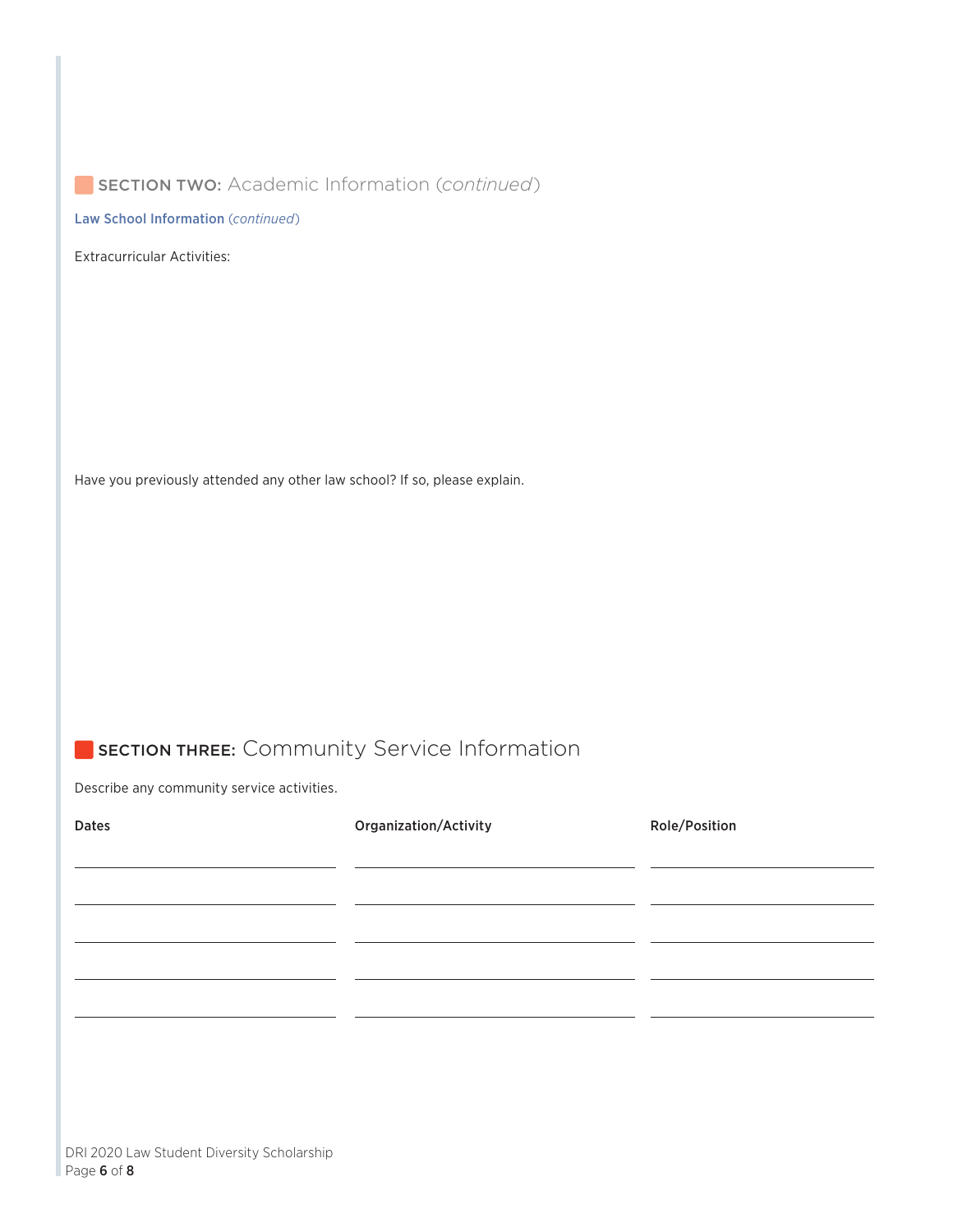## SECTION TWO: Academic Information (*continued*)

### Law School Information (*continued*)

Extracurricular Activities:

Have you previously attended any other law school? If so, please explain.

## SECTION THREE: Community Service Information

Describe any community service activities.

| Dates | Organization/Activity | Role/Position |
|---|---|---|
| | | |
| | | |
| | | |
| | | |
| | | |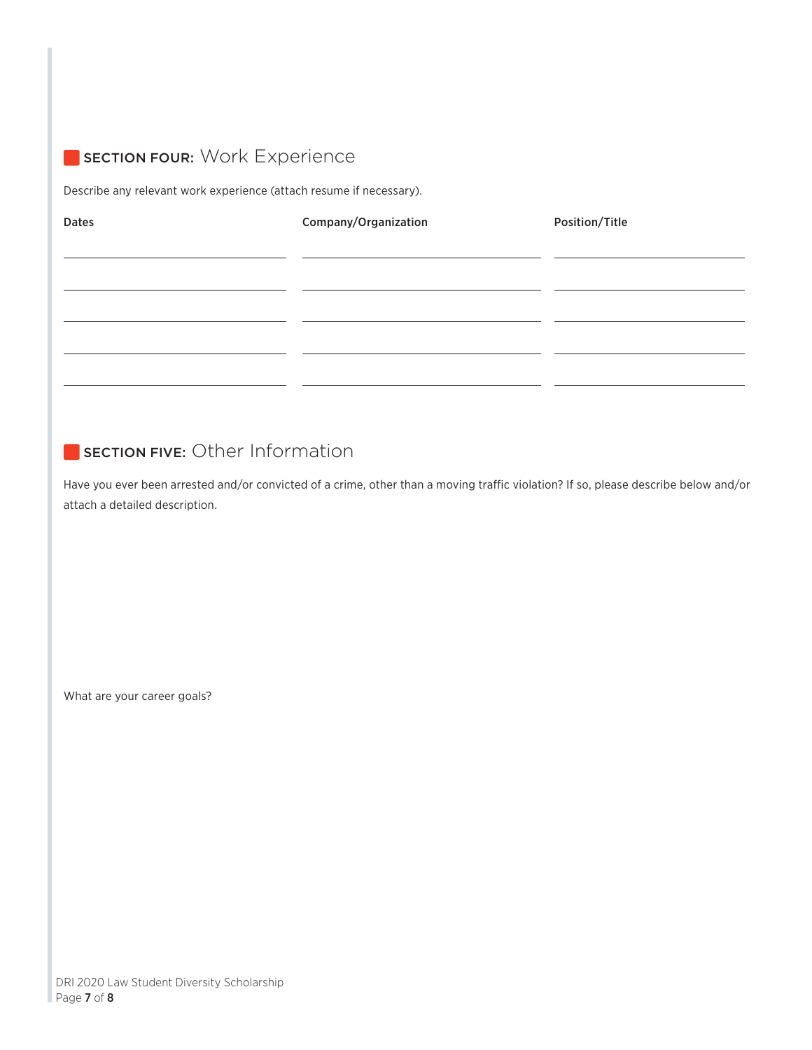## SECTION FOUR: Work Experience

Describe any relevant work experience (attach resume if necessary).

| Dates | Company/Organization | Position/Title |
| --- | --- | --- |
| | | |
| | | |
| | | |
| | | |
| | | |

## SECTION FIVE: Other Information

Have you ever been arrested and/or convicted of a crime, other than a moving traffic violation? If so, please describe below and/or attach a detailed description.

What are your career goals?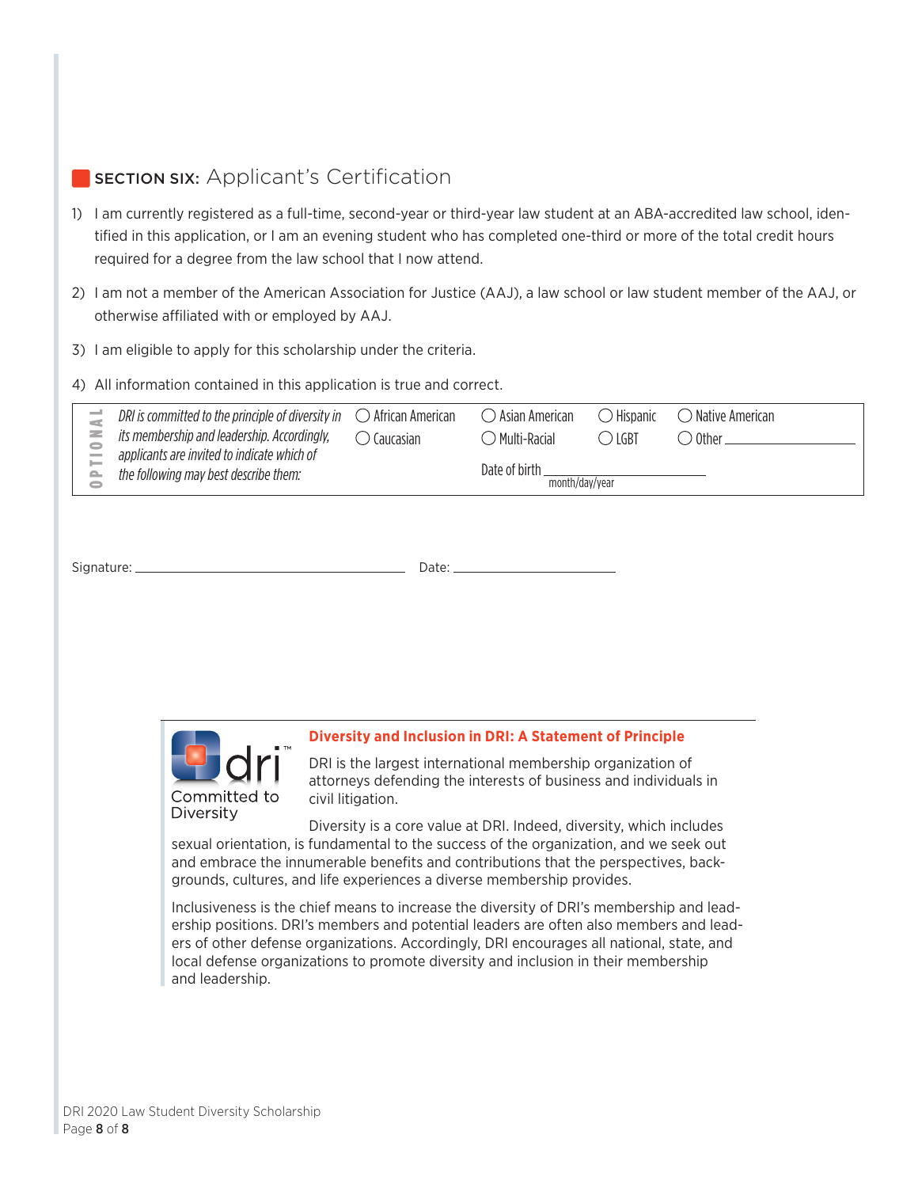## SECTION SIX: Applicant's Certification

1) I am currently registered as a full-time, second-year or third-year law student at an ABA-accredited law school, identified in this application, or I am an evening student who has completed one-third or more of the total credit hours required for a degree from the law school that I now attend.

2) I am not a member of the American Association for Justice (AAJ), a law school or law student member of the AAJ, or otherwise affiliated with or employed by AAJ.

3) I am eligible to apply for this scholarship under the criteria.

4) All information contained in this application is true and correct.

OPTIONAL

*DRI is committed to the principle of diversity in its membership and leadership. Accordingly, applicants are invited to indicate which of the following may best describe them:*

◯ African American ◯ Asian American ◯ Hispanic ◯ Native American

◯ Caucasian ◯ Multi-Racial ◯ LGBT ◯ Other ____________

Date of birth ____________ (month/day/year)

Signature: ______________________________ Date: ____________________

**Diversity and Inclusion in DRI: A Statement of Principle**

dri™ Committed to Diversity

DRI is the largest international membership organization of attorneys defending the interests of business and individuals in civil litigation.

Diversity is a core value at DRI. Indeed, diversity, which includes sexual orientation, is fundamental to the success of the organization, and we seek out and embrace the innumerable benefits and contributions that the perspectives, backgrounds, cultures, and life experiences a diverse membership provides.

Inclusiveness is the chief means to increase the diversity of DRI's membership and leadership positions. DRI's members and potential leaders are often also members and leaders of other defense organizations. Accordingly, DRI encourages all national, state, and local defense organizations to promote diversity and inclusion in their membership and leadership.